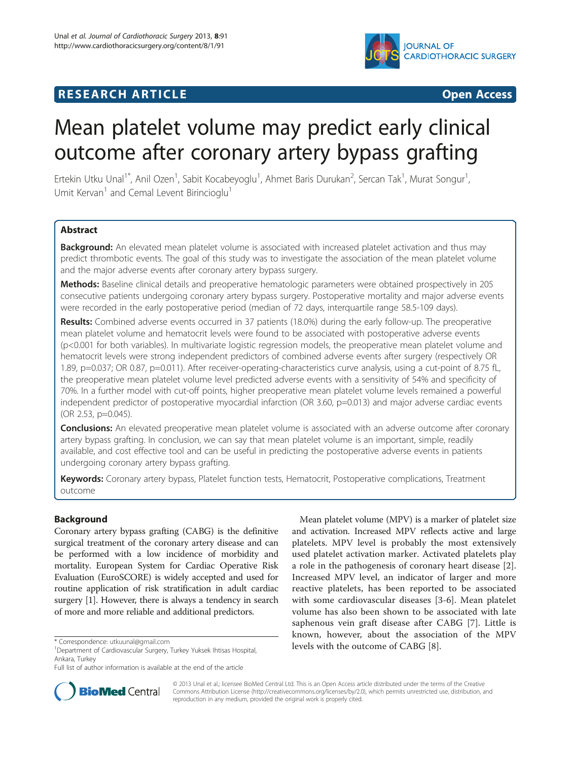# Mean platelet volume may predict early clinical outcome after coronary artery bypass grafting

Ertekin Utku Unal[1*], Anil Ozen[1], Sabit Kocabeyoglu[1], Ahmet Baris Durukan[2], Sercan Tak[1], Murat Songur[1], Umit Kervan[1] and Cemal Levent Birincioglu[1]

## Abstract

**Background:** An elevated mean platelet volume is associated with increased platelet activation and thus may predict thrombotic events. The goal of this study was to investigate the association of the mean platelet volume and the major adverse events after coronary artery bypass surgery.

**Methods:** Baseline clinical details and preoperative hematologic parameters were obtained prospectively in 205 consecutive patients undergoing coronary artery bypass surgery. Postoperative mortality and major adverse events were recorded in the early postoperative period (median of 72 days, interquartile range 58.5-109 days).

**Results:** Combined adverse events occurred in 37 patients (18.0%) during the early follow-up. The preoperative mean platelet volume and hematocrit levels were found to be associated with postoperative adverse events (p<0.001 for both variables). In multivariate logistic regression models, the preoperative mean platelet volume and hematocrit levels were strong independent predictors of combined adverse events after surgery (respectively OR 1.89, p=0.037; OR 0.87, p=0.011). After receiver-operating-characteristics curve analysis, using a cut-point of 8.75 fL, the preoperative mean platelet volume level predicted adverse events with a sensitivity of 54% and specificity of 70%. In a further model with cut-off points, higher preoperative mean platelet volume levels remained a powerful independent predictor of postoperative myocardial infarction (OR 3.60, p=0.013) and major adverse cardiac events (OR 2.53, p=0.045).

**Conclusions:** An elevated preoperative mean platelet volume is associated with an adverse outcome after coronary artery bypass grafting. In conclusion, we can say that mean platelet volume is an important, simple, readily available, and cost effective tool and can be useful in predicting the postoperative adverse events in patients undergoing coronary artery bypass grafting.

**Keywords:** Coronary artery bypass, Platelet function tests, Hematocrit, Postoperative complications, Treatment outcome

## Background

Coronary artery bypass grafting (CABG) is the definitive surgical treatment of the coronary artery disease and can be performed with a low incidence of morbidity and mortality. European System for Cardiac Operative Risk Evaluation (EuroSCORE) is widely accepted and used for routine application of risk stratification in adult cardiac surgery [1]. However, there is always a tendency in search of more and more reliable and additional predictors.

Mean platelet volume (MPV) is a marker of platelet size and activation. Increased MPV reflects active and large platelets. MPV level is probably the most extensively used platelet activation marker. Activated platelets play a role in the pathogenesis of coronary heart disease [2]. Increased MPV level, an indicator of larger and more reactive platelets, has been reported to be associated with some cardiovascular diseases [3-6]. Mean platelet volume has also been shown to be associated with late saphenous vein graft disease after CABG [7]. Little is known, however, about the association of the MPV levels with the outcome of CABG [8].

\* Correspondence: utkuunal@gmail.com
[1]Department of Cardiovascular Surgery, Turkey Yuksek Ihtisas Hospital, Ankara, Turkey
Full list of author information is available at the end of the article

© 2013 Unal et al.; licensee BioMed Central Ltd. This is an Open Access article distributed under the terms of the Creative Commons Attribution License (http://creativecommons.org/licenses/by/2.0), which permits unrestricted use, distribution, and reproduction in any medium, provided the original work is properly cited.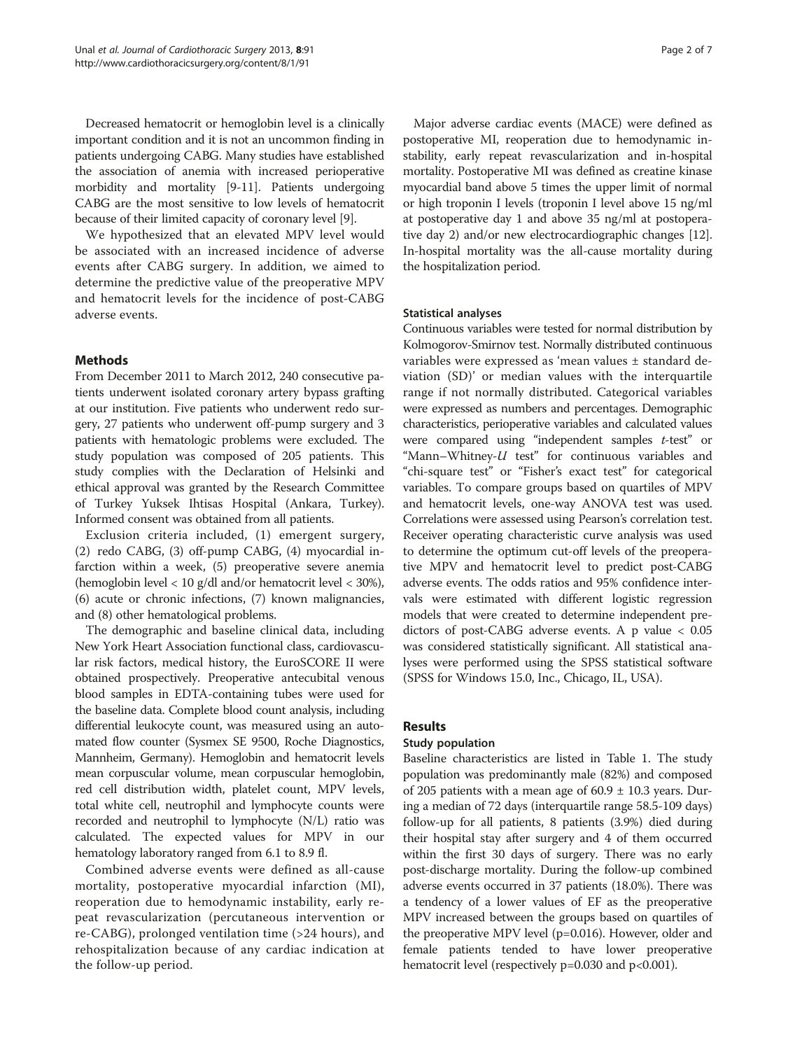Decreased hematocrit or hemoglobin level is a clinically important condition and it is not an uncommon finding in patients undergoing CABG. Many studies have established the association of anemia with increased perioperative morbidity and mortality [9-11]. Patients undergoing CABG are the most sensitive to low levels of hematocrit because of their limited capacity of coronary level [9].

We hypothesized that an elevated MPV level would be associated with an increased incidence of adverse events after CABG surgery. In addition, we aimed to determine the predictive value of the preoperative MPV and hematocrit levels for the incidence of post-CABG adverse events.

## Methods

From December 2011 to March 2012, 240 consecutive patients underwent isolated coronary artery bypass grafting at our institution. Five patients who underwent redo surgery, 27 patients who underwent off-pump surgery and 3 patients with hematologic problems were excluded. The study population was composed of 205 patients. This study complies with the Declaration of Helsinki and ethical approval was granted by the Research Committee of Turkey Yuksek Ihtisas Hospital (Ankara, Turkey). Informed consent was obtained from all patients.

Exclusion criteria included, (1) emergent surgery, (2) redo CABG, (3) off-pump CABG, (4) myocardial infarction within a week, (5) preoperative severe anemia (hemoglobin level < 10 g/dl and/or hematocrit level < 30%), (6) acute or chronic infections, (7) known malignancies, and (8) other hematological problems.

The demographic and baseline clinical data, including New York Heart Association functional class, cardiovascular risk factors, medical history, the EuroSCORE II were obtained prospectively. Preoperative antecubital venous blood samples in EDTA-containing tubes were used for the baseline data. Complete blood count analysis, including differential leukocyte count, was measured using an automated flow counter (Sysmex SE 9500, Roche Diagnostics, Mannheim, Germany). Hemoglobin and hematocrit levels mean corpuscular volume, mean corpuscular hemoglobin, red cell distribution width, platelet count, MPV levels, total white cell, neutrophil and lymphocyte counts were recorded and neutrophil to lymphocyte (N/L) ratio was calculated. The expected values for MPV in our hematology laboratory ranged from 6.1 to 8.9 fl.

Combined adverse events were defined as all-cause mortality, postoperative myocardial infarction (MI), reoperation due to hemodynamic instability, early repeat revascularization (percutaneous intervention or re-CABG), prolonged ventilation time (>24 hours), and rehospitalization because of any cardiac indication at the follow-up period.

Major adverse cardiac events (MACE) were defined as postoperative MI, reoperation due to hemodynamic instability, early repeat revascularization and in-hospital mortality. Postoperative MI was defined as creatine kinase myocardial band above 5 times the upper limit of normal or high troponin I levels (troponin I level above 15 ng/ml at postoperative day 1 and above 35 ng/ml at postoperative day 2) and/or new electrocardiographic changes [12]. In-hospital mortality was the all-cause mortality during the hospitalization period.

### Statistical analyses

Continuous variables were tested for normal distribution by Kolmogorov-Smirnov test. Normally distributed continuous variables were expressed as 'mean values ± standard deviation (SD)' or median values with the interquartile range if not normally distributed. Categorical variables were expressed as numbers and percentages. Demographic characteristics, perioperative variables and calculated values were compared using "independent samples *t*-test" or "Mann–Whitney-*U* test" for continuous variables and "chi-square test" or "Fisher's exact test" for categorical variables. To compare groups based on quartiles of MPV and hematocrit levels, one-way ANOVA test was used. Correlations were assessed using Pearson's correlation test. Receiver operating characteristic curve analysis was used to determine the optimum cut-off levels of the preoperative MPV and hematocrit level to predict post-CABG adverse events. The odds ratios and 95% confidence intervals were estimated with different logistic regression models that were created to determine independent predictors of post-CABG adverse events. A p value $< 0.05$ was considered statistically significant. All statistical analyses were performed using the SPSS statistical software (SPSS for Windows 15.0, Inc., Chicago, IL, USA).

## Results

### Study population

Baseline characteristics are listed in Table 1. The study population was predominantly male (82%) and composed of 205 patients with a mean age of 60.9 ± 10.3 years. During a median of 72 days (interquartile range 58.5-109 days) follow-up for all patients, 8 patients (3.9%) died during their hospital stay after surgery and 4 of them occurred within the first 30 days of surgery. There was no early post-discharge mortality. During the follow-up combined adverse events occurred in 37 patients (18.0%). There was a tendency of a lower values of EF as the preoperative MPV increased between the groups based on quartiles of the preoperative MPV level (p=0.016). However, older and female patients tended to have lower preoperative hematocrit level (respectively p=0.030 and p<0.001).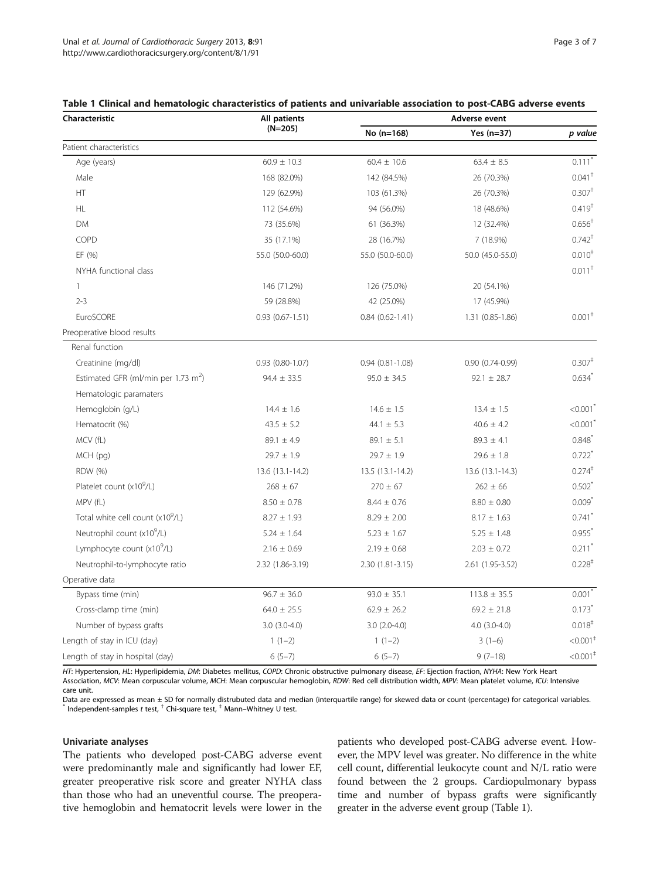**Table 1 Clinical and hematologic characteristics of patients and univariable association to post-CABG adverse events**

| Characteristic | All patients (N=205) | Adverse event | | |
|---|---|---|---|---|
| | | No (n=168) | Yes (n=37) | *p value* |
| Patient characteristics | | | | |
| Age (years) | 60.9 ± 10.3 | 60.4 ± 10.6 | 63.4 ± 8.5 | 0.111* |
| Male | 168 (82.0%) | 142 (84.5%) | 26 (70.3%) | 0.041† |
| HT | 129 (62.9%) | 103 (61.3%) | 26 (70.3%) | 0.307† |
| HL | 112 (54.6%) | 94 (56.0%) | 18 (48.6%) | 0.419† |
| DM | 73 (35.6%) | 61 (36.3%) | 12 (32.4%) | 0.656† |
| COPD | 35 (17.1%) | 28 (16.7%) | 7 (18.9%) | 0.742† |
| EF (%) | 55.0 (50.0-60.0) | 55.0 (50.0-60.0) | 50.0 (45.0-55.0) | 0.010‡ |
| NYHA functional class | | | | 0.011† |
| 1 | 146 (71.2%) | 126 (75.0%) | 20 (54.1%) | |
| 2-3 | 59 (28.8%) | 42 (25.0%) | 17 (45.9%) | |
| EuroSCORE | 0.93 (0.67-1.51) | 0.84 (0.62-1.41) | 1.31 (0.85-1.86) | 0.001‡ |
| Preoperative blood results | | | | |
| Renal function | | | | |
| Creatinine (mg/dl) | 0.93 (0.80-1.07) | 0.94 (0.81-1.08) | 0.90 (0.74-0.99) | 0.307‡ |
| Estimated GFR (ml/min per 1.73 $m^2$) | 94.4 ± 33.5 | 95.0 ± 34.5 | 92.1 ± 28.7 | 0.634* |
| Hematologic paramaters | | | | |
| Hemoglobin (g/L) | 14.4 ± 1.6 | 14.6 ± 1.5 | 13.4 ± 1.5 | <0.001* |
| Hematocrit (%) | 43.5 ± 5.2 | 44.1 ± 5.3 | 40.6 ± 4.2 | <0.001* |
| MCV (fL) | 89.1 ± 4.9 | 89.1 ± 5.1 | 89.3 ± 4.1 | 0.848* |
| MCH (pg) | 29.7 ± 1.9 | 29.7 ± 1.9 | 29.6 ± 1.8 | 0.722* |
| RDW (%) | 13.6 (13.1-14.2) | 13.5 (13.1-14.2) | 13.6 (13.1-14.3) | 0.274‡ |
| Platelet count (x$10^9$/L) | 268 ± 67 | 270 ± 67 | 262 ± 66 | 0.502* |
| MPV (fL) | 8.50 ± 0.78 | 8.44 ± 0.76 | 8.80 ± 0.80 | 0.009* |
| Total white cell count (x$10^9$/L) | 8.27 ± 1.93 | 8.29 ± 2.00 | 8.17 ± 1.63 | 0.741* |
| Neutrophil count (x$10^9$/L) | 5.24 ± 1.64 | 5.23 ± 1.67 | 5.25 ± 1.48 | 0.955* |
| Lymphocyte count (x$10^9$/L) | 2.16 ± 0.69 | 2.19 ± 0.68 | 2.03 ± 0.72 | 0.211* |
| Neutrophil-to-lymphocyte ratio | 2.32 (1.86-3.19) | 2.30 (1.81-3.15) | 2.61 (1.95-3.52) | 0.228‡ |
| Operative data | | | | |
| Bypass time (min) | 96.7 ± 36.0 | 93.0 ± 35.1 | 113.8 ± 35.5 | 0.001* |
| Cross-clamp time (min) | 64.0 ± 25.5 | 62.9 ± 26.2 | 69.2 ± 21.8 | 0.173* |
| Number of bypass grafts | 3.0 (3.0-4.0) | 3.0 (2.0-4.0) | 4.0 (3.0-4.0) | 0.018‡ |
| Length of stay in ICU (day) | 1 (1–2) | 1 (1–2) | 3 (1–6) | <0.001‡ |
| Length of stay in hospital (day) | 6 (5–7) | 6 (5–7) | 9 (7–18) | <0.001‡ |

*HT*: Hypertension, *HL*: Hyperlipidemia, *DM*: Diabetes mellitus, *COPD*: Chronic obstructive pulmonary disease, *EF*: Ejection fraction, *NYHA*: New York Heart Association, *MCV*: Mean corpuscular volume, *MCH*: Mean corpuscular hemoglobin, *RDW*: Red cell distribution width, *MPV*: Mean platelet volume, *ICU*: Intensive care unit.

Data are expressed as mean ± SD for normally distrubuted data and median (interquartile range) for skewed data or count (percentage) for categorical variables.
* Independent-samples *t* test, † Chi-square test, ‡ Mann–Whitney U test.

### Univariate analyses

The patients who developed post-CABG adverse event were predominantly male and significantly had lower EF, greater preoperative risk score and greater NYHA class than those who had an uneventful course. The preoperative hemoglobin and hematocrit levels were lower in the patients who developed post-CABG adverse event. However, the MPV level was greater. No difference in the white cell count, differential leukocyte count and N/L ratio were found between the 2 groups. Cardiopulmonary bypass time and number of bypass grafts were significantly greater in the adverse event group (Table 1).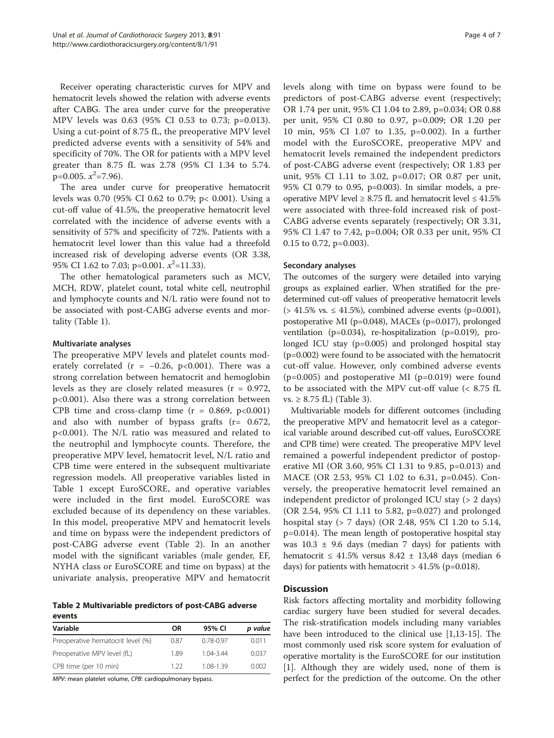Receiver operating characteristic curves for MPV and hematocrit levels showed the relation with adverse events after CABG. The area under curve for the preoperative MPV levels was 0.63 (95% CI 0.53 to 0.73; p=0.013). Using a cut-point of 8.75 fL, the preoperative MPV level predicted adverse events with a sensitivity of 54% and specificity of 70%. The OR for patients with a MPV level greater than 8.75 fL was 2.78 (95% CI 1.34 to 5.74. p=0.005. $x^2$=7.96).

The area under curve for preoperative hematocrit levels was 0.70 (95% CI 0.62 to 0.79; p< 0.001). Using a cut-off value of 41.5%, the preoperative hematocrit level correlated with the incidence of adverse events with a sensitivity of 57% and specificity of 72%. Patients with a hematocrit level lower than this value had a threefold increased risk of developing adverse events (OR 3.38, 95% CI 1.62 to 7.03; p=0.001. $x^2$=11.33).

The other hematological parameters such as MCV, MCH, RDW, platelet count, total white cell, neutrophil and lymphocyte counts and N/L ratio were found not to be associated with post-CABG adverse events and mortality (Table 1).

#### Multivariate analyses

The preoperative MPV levels and platelet counts moderately correlated (r = −0.26, p<0.001). There was a strong correlation between hematocrit and hemoglobin levels as they are closely related measures (r = 0.972, p<0.001). Also there was a strong correlation between CPB time and cross-clamp time (r = 0.869, p<0.001) and also with number of bypass grafts (r= 0.672, p<0.001). The N/L ratio was measured and related to the neutrophil and lymphocyte counts. Therefore, the preoperative MPV level, hematocrit level, N/L ratio and CPB time were entered in the subsequent multivariate regression models. All preoperative variables listed in Table 1 except EuroSCORE, and operative variables were included in the first model. EuroSCORE was excluded because of its dependency on these variables. In this model, preoperative MPV and hematocrit levels and time on bypass were the independent predictors of post-CABG adverse event (Table 2). In an another model with the significant variables (male gender, EF, NYHA class or EuroSCORE and time on bypass) at the univariate analysis, preoperative MPV and hematocrit levels along with time on bypass were found to be predictors of post-CABG adverse event (respectively; OR 1.74 per unit, 95% CI 1.04 to 2.89, p=0.034; OR 0.88 per unit, 95% CI 0.80 to 0.97, p=0.009; OR 1.20 per 10 min, 95% CI 1.07 to 1.35, p=0.002). In a further model with the EuroSCORE, preoperative MPV and hematocrit levels remained the independent predictors of post-CABG adverse event (respectively; OR 1.83 per unit, 95% CI 1.11 to 3.02, p=0.017; OR 0.87 per unit, 95% CI 0.79 to 0.95, p=0.003). In similar models, a preoperative MPV level ≥ 8.75 fL and hematocrit level ≤ 41.5% were associated with three-fold increased risk of post-CABG adverse events separately (respectively; OR 3.31, 95% CI 1.47 to 7.42, p=0.004; OR 0.33 per unit, 95% CI 0.15 to 0.72, p=0.003).

**Table 2 Multivariable predictors of post-CABG adverse events**

| Variable | OR | 95% CI | *p value* |
|---|---|---|---|
| Preoperative hematocrit level (%) | 0.87 | 0.78-0.97 | 0.011 |
| Preoperative MPV level (fL) | 1.89 | 1.04-3.44 | 0.037 |
| CPB time (per 10 min) | 1.22 | 1.08-1.39 | 0.002 |

*MPV*: mean platelet volume, *CPB*: cardiopulmonary bypass.

#### Secondary analyses

The outcomes of the surgery were detailed into varying groups as explained earlier. When stratified for the predetermined cut-off values of preoperative hematocrit levels (> 41.5% vs. ≤ 41.5%), combined adverse events (p=0.001), postoperative MI (p=0.048), MACEs (p=0.017), prolonged ventilation (p=0.034), re-hospitalization (p=0.019), prolonged ICU stay (p=0.005) and prolonged hospital stay (p=0.002) were found to be associated with the hematocrit cut-off value. However, only combined adverse events (p=0.005) and postoperative MI (p=0.019) were found to be associated with the MPV cut-off value (< 8.75 fL vs. ≥ 8.75 fL) (Table 3).

Multivariable models for different outcomes (including the preoperative MPV and hematocrit level as a categorical variable around described cut-off values, EuroSCORE and CPB time) were created. The preoperative MPV level remained a powerful independent predictor of postoperative MI (OR 3.60, 95% CI 1.31 to 9.85, p=0.013) and MACE (OR 2.53, 95% CI 1.02 to 6.31, p=0.045). Conversely, the preoperative hematocrit level remained an independent predictor of prolonged ICU stay (> 2 days) (OR 2.54, 95% CI 1.11 to 5.82, p=0.027) and prolonged hospital stay (> 7 days) (OR 2.48, 95% CI 1.20 to 5.14, p=0.014). The mean length of postoperative hospital stay was 10.3 ± 9.6 days (median 7 days) for patients with hematocrit ≤ 41.5% versus 8.42 ± 13,48 days (median 6 days) for patients with hematocrit > 41.5% (p=0.018).

## Discussion

Risk factors affecting mortality and morbidity following cardiac surgery have been studied for several decades. The risk-stratification models including many variables have been introduced to the clinical use [1,13-15]. The most commonly used risk score system for evaluation of operative mortality is the EuroSCORE for our institution [1]. Although they are widely used, none of them is perfect for the prediction of the outcome. On the other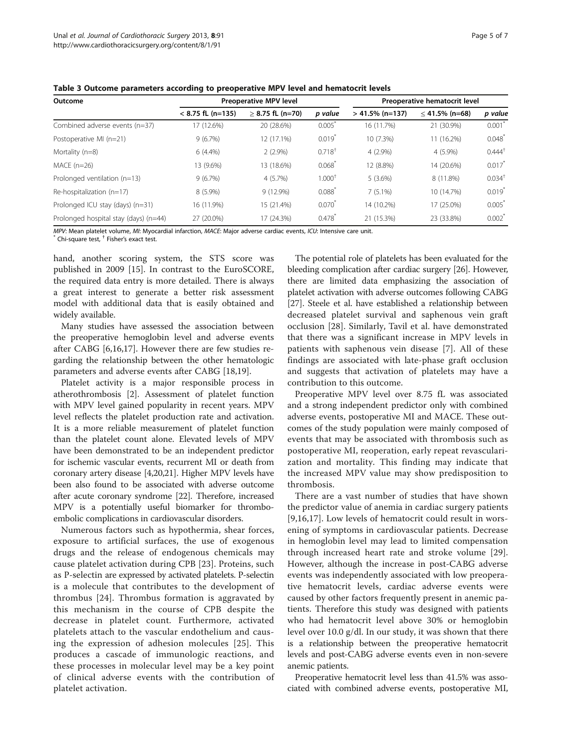**Table 3 Outcome parameters according to preoperative MPV level and hematocrit levels**

| Outcome | Preoperative MPV level | | | Preoperative hematocrit level | | |
|---|---|---|---|---|---|---|
| | < 8.75 fL (n=135) | ≥ 8.75 fL (n=70) | p value | > 41.5% (n=137) | ≤ 41.5% (n=68) | p value |
| Combined adverse events (n=37) | 17 (12.6%) | 20 (28.6%) | 0.005* | 16 (11.7%) | 21 (30.9%) | 0.001* |
| Postoperative MI (n=21) | 9 (6.7%) | 12 (17.1%) | 0.019* | 10 (7.3%) | 11 (16.2%) | 0.048* |
| Mortality (n=8) | 6 (4.4%) | 2 (2.9%) | 0.718† | 4 (2.9%) | 4 (5.9%) | 0.444† |
| MACE (n=26) | 13 (9.6%) | 13 (18.6%) | 0.068* | 12 (8.8%) | 14 (20.6%) | 0.017* |
| Prolonged ventilation (n=13) | 9 (6.7%) | 4 (5.7%) | 1.000† | 5 (3.6%) | 8 (11.8%) | 0.034† |
| Re-hospitalization (n=17) | 8 (5.9%) | 9 (12.9%) | 0.088* | 7 (5.1%) | 10 (14.7%) | 0.019* |
| Prolonged ICU stay (days) (n=31) | 16 (11.9%) | 15 (21.4%) | 0.070* | 14 (10.2%) | 17 (25.0%) | 0.005* |
| Prolonged hospital stay (days) (n=44) | 27 (20.0%) | 17 (24.3%) | 0.478* | 21 (15.3%) | 23 (33.8%) | 0.002* |

*MPV*: Mean platelet volume, *MI*: Myocardial infarction, *MACE*: Major adverse cardiac events, *ICU*: Intensive care unit.
* Chi-square test, † Fisher's exact test.

hand, another scoring system, the STS score was published in 2009 [15]. In contrast to the EuroSCORE, the required data entry is more detailed. There is always a great interest to generate a better risk assessment model with additional data that is easily obtained and widely available.

Many studies have assessed the association between the preoperative hemoglobin level and adverse events after CABG [6,16,17]. However there are few studies regarding the relationship between the other hematologic parameters and adverse events after CABG [18,19].

Platelet activity is a major responsible process in atherothrombosis [2]. Assessment of platelet function with MPV level gained popularity in recent years. MPV level reflects the platelet production rate and activation. It is a more reliable measurement of platelet function than the platelet count alone. Elevated levels of MPV have been demonstrated to be an independent predictor for ischemic vascular events, recurrent MI or death from coronary artery disease [4,20,21]. Higher MPV levels have been also found to be associated with adverse outcome after acute coronary syndrome [22]. Therefore, increased MPV is a potentially useful biomarker for thromboembolic complications in cardiovascular disorders.

Numerous factors such as hypothermia, shear forces, exposure to artificial surfaces, the use of exogenous drugs and the release of endogenous chemicals may cause platelet activation during CPB [23]. Proteins, such as P-selectin are expressed by activated platelets. P-selectin is a molecule that contributes to the development of thrombus [24]. Thrombus formation is aggravated by this mechanism in the course of CPB despite the decrease in platelet count. Furthermore, activated platelets attach to the vascular endothelium and causing the expression of adhesion molecules [25]. This produces a cascade of immunologic reactions, and these processes in molecular level may be a key point of clinical adverse events with the contribution of platelet activation.

The potential role of platelets has been evaluated for the bleeding complication after cardiac surgery [26]. However, there are limited data emphasizing the association of platelet activation with adverse outcomes following CABG [27]. Steele et al. have established a relationship between decreased platelet survival and saphenous vein graft occlusion [28]. Similarly, Tavil et al. have demonstrated that there was a significant increase in MPV levels in patients with saphenous vein disease [7]. All of these findings are associated with late-phase graft occlusion and suggests that activation of platelets may have a contribution to this outcome.

Preoperative MPV level over 8.75 fL was associated and a strong independent predictor only with combined adverse events, postoperative MI and MACE. These outcomes of the study population were mainly composed of events that may be associated with thrombosis such as postoperative MI, reoperation, early repeat revascularization and mortality. This finding may indicate that the increased MPV value may show predisposition to thrombosis.

There are a vast number of studies that have shown the predictor value of anemia in cardiac surgery patients [9,16,17]. Low levels of hematocrit could result in worsening of symptoms in cardiovascular patients. Decrease in hemoglobin level may lead to limited compensation through increased heart rate and stroke volume [29]. However, although the increase in post-CABG adverse events was independently associated with low preoperative hematocrit levels, cardiac adverse events were caused by other factors frequently present in anemic patients. Therefore this study was designed with patients who had hematocrit level above 30% or hemoglobin level over 10.0 g/dl. In our study, it was shown that there is a relationship between the preoperative hematocrit levels and post-CABG adverse events even in non-severe anemic patients.

Preoperative hematocrit level less than 41.5% was associated with combined adverse events, postoperative MI,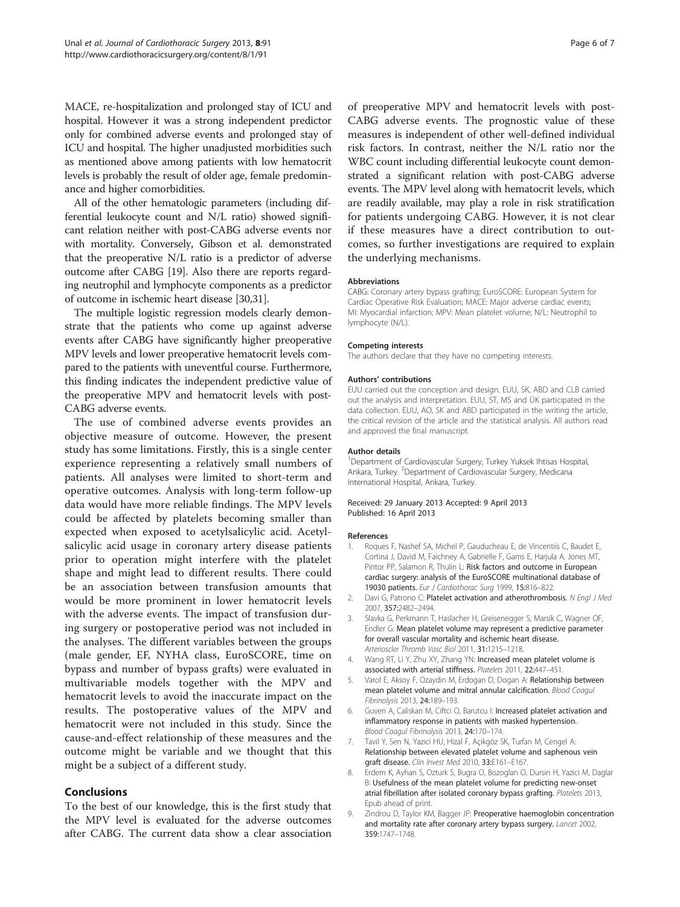MACE, re-hospitalization and prolonged stay of ICU and hospital. However it was a strong independent predictor only for combined adverse events and prolonged stay of ICU and hospital. The higher unadjusted morbidities such as mentioned above among patients with low hematocrit levels is probably the result of older age, female predominance and higher comorbidities.

All of the other hematologic parameters (including differential leukocyte count and N/L ratio) showed significant relation neither with post-CABG adverse events nor with mortality. Conversely, Gibson et al. demonstrated that the preoperative N/L ratio is a predictor of adverse outcome after CABG [19]. Also there are reports regarding neutrophil and lymphocyte components as a predictor of outcome in ischemic heart disease [30,31].

The multiple logistic regression models clearly demonstrate that the patients who come up against adverse events after CABG have significantly higher preoperative MPV levels and lower preoperative hematocrit levels compared to the patients with uneventful course. Furthermore, this finding indicates the independent predictive value of the preoperative MPV and hematocrit levels with post-CABG adverse events.

The use of combined adverse events provides an objective measure of outcome. However, the present study has some limitations. Firstly, this is a single center experience representing a relatively small numbers of patients. All analyses were limited to short-term and operative outcomes. Analysis with long-term follow-up data would have more reliable findings. The MPV levels could be affected by platelets becoming smaller than expected when exposed to acetylsalicylic acid. Acetylsalicylic acid usage in coronary artery disease patients prior to operation might interfere with the platelet shape and might lead to different results. There could be an association between transfusion amounts that would be more prominent in lower hematocrit levels with the adverse events. The impact of transfusion during surgery or postoperative period was not included in the analyses. The different variables between the groups (male gender, EF, NYHA class, EuroSCORE, time on bypass and number of bypass grafts) were evaluated in multivariable models together with the MPV and hematocrit levels to avoid the inaccurate impact on the results. The postoperative values of the MPV and hematocrit were not included in this study. Since the cause-and-effect relationship of these measures and the outcome might be variable and we thought that this might be a subject of a different study.

## Conclusions

To the best of our knowledge, this is the first study that the MPV level is evaluated for the adverse outcomes after CABG. The current data show a clear association of preoperative MPV and hematocrit levels with post-CABG adverse events. The prognostic value of these measures is independent of other well-defined individual risk factors. In contrast, neither the N/L ratio nor the WBC count including differential leukocyte count demonstrated a significant relation with post-CABG adverse events. The MPV level along with hematocrit levels, which are readily available, may play a role in risk stratification for patients undergoing CABG. However, it is not clear if these measures have a direct contribution to outcomes, so further investigations are required to explain the underlying mechanisms.

#### Abbreviations

CABG: Coronary artery bypass grafting; EuroSCORE: European System for Cardiac Operative Risk Evaluation; MACE: Major adverse cardiac events; MI: Myocardial infarction; MPV: Mean platelet volume; N/L: Neutrophil to lymphocyte (N/L).

#### Competing interests

The authors declare that they have no competing interests.

#### Authors' contributions

EUU carried out the conception and design. EUU, SK, ABD and CLB carried out the analysis and interpretation. EUU, ST, MS and ÜK participated in the data collection. EUU, AO, SK and ABD participated in the writing the article, the critical revision of the article and the statistical analysis. All authors read and approved the final manuscript.

#### Author details

[1]Department of Cardiovascular Surgery, Turkey Yuksek Ihtisas Hospital, Ankara, Turkey. [2]Department of Cardiovascular Surgery, Medicana International Hospital, Ankara, Turkey.

Received: 29 January 2013 Accepted: 9 April 2013
Published: 16 April 2013

#### References

1. Roques F, Nashef SA, Michel P, Gauducheau E, de Vincentiis C, Baudet E, Cortina J, David M, Faichney A, Gabrielle F, Gams E, Harjula A, Jones MT, Pintor PP, Salamon R, Thulin L: **Risk factors and outcome in European cardiac surgery: analysis of the EuroSCORE multinational database of 19030 patients.** *Eur J Cardiothorac Surg* 1999, **15:**816–822.
2. Davi G, Patrono C: **Platelet activation and atherothrombosis.** *N Engl J Med* 2007, **357:**2482–2494.
3. Slavka G, Perkmann T, Haslacher H, Greisenegger S, Marsik C, Wagner OF, Endler G: **Mean platelet volume may represent a predictive parameter for overall vascular mortality and ischemic heart disease.** *Arterioscler Thromb Vasc Biol* 2011, **31:**1215–1218.
4. Wang RT, Li Y, Zhu XY, Zhang YN: **Increased mean platelet volume is associated with arterial stiffness.** *Platelets* 2011, **22:**447–451.
5. Varol E, Aksoy F, Ozaydin M, Erdogan D, Dogan A: **Relationship between mean platelet volume and mitral annular calcification.** *Blood Coagul Fibrinolysis* 2013, **24:**189–193.
6. Guven A, Caliskan M, Ciftci O, Barutcu I: **Increased platelet activation and inflammatory response in patients with masked hypertension.** *Blood Coagul Fibrinolysis* 2013, **24:**170–174.
7. Tavil Y, Sen N, Yazici HU, Hizal F, Açikgöz SK, Turfan M, Cengel A: **Relationship between elevated platelet volume and saphenous vein graft disease.** *Clin Invest Med* 2010, **33:**E161–E167.
8. Erdem K, Ayhan S, Ozturk S, Bugra O, Bozoglan O, Dursin H, Yazici M, Daglar B: **Usefulness of the mean platelet volume for predicting new-onset atrial fibrillation after isolated coronary bypass grafting.** *Platelets* 2013, Epub ahead of print.
9. Zindrou D, Taylor KM, Bagger JP: **Preoperative haemoglobin concentration and mortality rate after coronary artery bypass surgery.** *Lancet* 2002, **359:**1747–1748.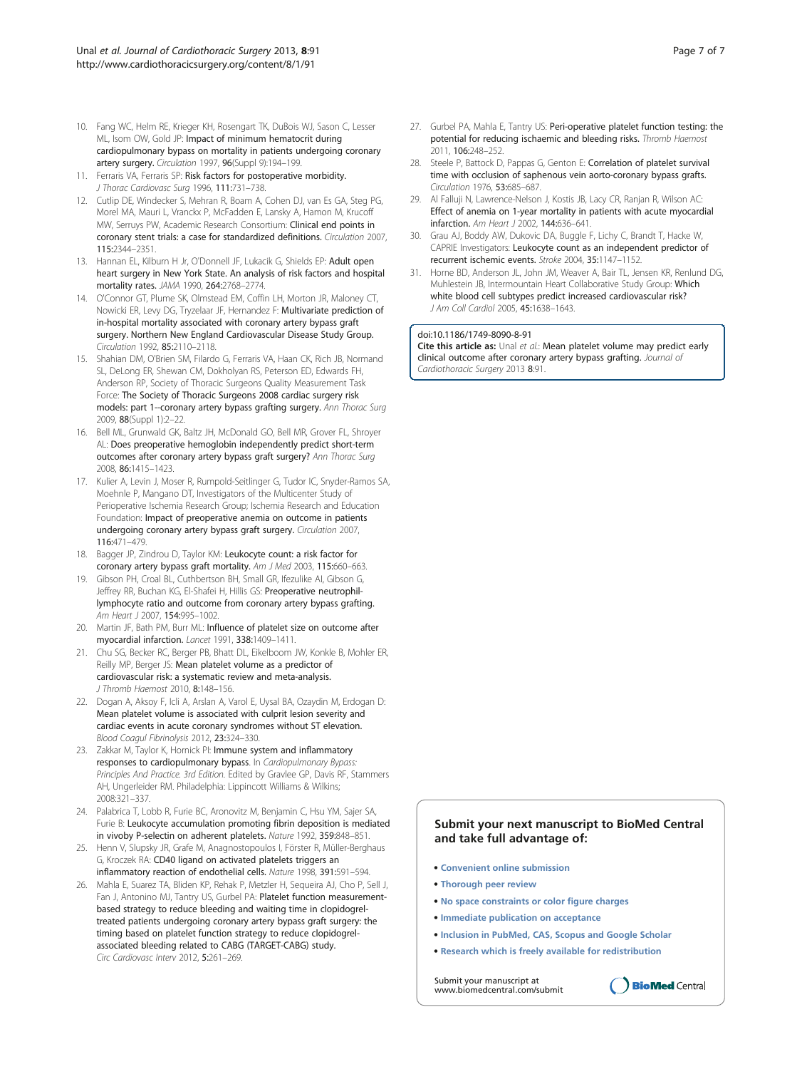10. Fang WC, Helm RE, Krieger KH, Rosengart TK, DuBois WJ, Sason C, Lesser ML, Isom OW, Gold JP: **Impact of minimum hematocrit during cardiopulmonary bypass on mortality in patients undergoing coronary artery surgery.** *Circulation* 1997, **96**(Suppl 9):194–199.
11. Ferraris VA, Ferraris SP: **Risk factors for postoperative morbidity.** *J Thorac Cardiovasc Surg* 1996, **111:**731–738.
12. Cutlip DE, Windecker S, Mehran R, Boam A, Cohen DJ, van Es GA, Steg PG, Morel MA, Mauri L, Vranckx P, McFadden E, Lansky A, Hamon M, Krucoff MW, Serruys PW, Academic Research Consortium: **Clinical end points in coronary stent trials: a case for standardized definitions.** *Circulation* 2007, **115:**2344–2351.
13. Hannan EL, Kilburn H Jr, O'Donnell JF, Lukacik G, Shields EP: **Adult open heart surgery in New York State. An analysis of risk factors and hospital mortality rates.** *JAMA* 1990, **264:**2768–2774.
14. O'Connor GT, Plume SK, Olmstead EM, Coffin LH, Morton JR, Maloney CT, Nowicki ER, Levy DG, Tryzelaar JF, Hernandez F: **Multivariate prediction of in-hospital mortality associated with coronary artery bypass graft surgery. Northern New England Cardiovascular Disease Study Group.** *Circulation* 1992, **85:**2110–2118.
15. Shahian DM, O'Brien SM, Filardo G, Ferraris VA, Haan CK, Rich JB, Normand SL, DeLong ER, Shewan CM, Dokholyan RS, Peterson ED, Edwards FH, Anderson RP, Society of Thoracic Surgeons Quality Measurement Task Force: **The Society of Thoracic Surgeons 2008 cardiac surgery risk models: part 1--coronary artery bypass grafting surgery.** *Ann Thorac Surg* 2009, **88**(Suppl 1):2–22.
16. Bell ML, Grunwald GK, Baltz JH, McDonald GO, Bell MR, Grover FL, Shroyer AL: **Does preoperative hemoglobin independently predict short-term outcomes after coronary artery bypass graft surgery?** *Ann Thorac Surg* 2008, **86:**1415–1423.
17. Kulier A, Levin J, Moser R, Rumpold-Seitlinger G, Tudor IC, Snyder-Ramos SA, Moehnle P, Mangano DT, Investigators of the Multicenter Study of Perioperative Ischemia Research Group; Ischemia Research and Education Foundation: **Impact of preoperative anemia on outcome in patients undergoing coronary artery bypass graft surgery.** *Circulation* 2007, **116:**471–479.
18. Bagger JP, Zindrou D, Taylor KM: **Leukocyte count: a risk factor for coronary artery bypass graft mortality.** *Am J Med* 2003, **115:**660–663.
19. Gibson PH, Croal BL, Cuthbertson BH, Small GR, Ifezulike AI, Gibson G, Jeffrey RR, Buchan KG, El-Shafei H, Hillis GS: **Preoperative neutrophil-lymphocyte ratio and outcome from coronary artery bypass grafting.** *Am Heart J* 2007, **154:**995–1002.
20. Martin JF, Bath PM, Burr ML: **Influence of platelet size on outcome after myocardial infarction.** *Lancet* 1991, **338:**1409–1411.
21. Chu SG, Becker RC, Berger PB, Bhatt DL, Eikelboom JW, Konkle B, Mohler ER, Reilly MP, Berger JS: **Mean platelet volume as a predictor of cardiovascular risk: a systematic review and meta-analysis.** *J Thromb Haemost* 2010, **8:**148–156.
22. Dogan A, Aksoy F, Icli A, Arslan A, Varol E, Uysal BA, Ozaydin M, Erdogan D: **Mean platelet volume is associated with culprit lesion severity and cardiac events in acute coronary syndromes without ST elevation.** *Blood Coagul Fibrinolysis* 2012, **23:**324–330.
23. Zakkar M, Taylor K, Hornick PI: **Immune system and inflammatory responses to cardiopulmonary bypass**. In *Cardiopulmonary Bypass: Principles And Practice. 3rd Edition.* Edited by Gravlee GP, Davis RF, Stammers AH, Ungerleider RM. Philadelphia: Lippincott Williams & Wilkins; 2008:321–337.
24. Palabrica T, Lobb R, Furie BC, Aronovitz M, Benjamin C, Hsu YM, Sajer SA, Furie B: **Leukocyte accumulation promoting fibrin deposition is mediated in vivoby P-selectin on adherent platelets.** *Nature* 1992, **359:**848–851.
25. Henn V, Slupsky JR, Grafe M, Anagnostopoulos I, Förster R, Müller-Berghaus G, Kroczek RA: **CD40 ligand on activated platelets triggers an inflammatory reaction of endothelial cells.** *Nature* 1998, **391:**591–594.
26. Mahla E, Suarez TA, Bliden KP, Rehak P, Metzler H, Sequeira AJ, Cho P, Sell J, Fan J, Antonino MJ, Tantry US, Gurbel PA: **Platelet function measurement-based strategy to reduce bleeding and waiting time in clopidogrel-treated patients undergoing coronary artery bypass graft surgery: the timing based on platelet function strategy to reduce clopidogrel-associated bleeding related to CABG (TARGET-CABG) study.** *Circ Cardiovasc Interv* 2012, **5:**261–269.
27. Gurbel PA, Mahla E, Tantry US: **Peri-operative platelet function testing: the potential for reducing ischaemic and bleeding risks.** *Thromb Haemost* 2011, **106:**248–252.
28. Steele P, Battock D, Pappas G, Genton E: **Correlation of platelet survival time with occlusion of saphenous vein aorto-coronary bypass grafts.** *Circulation* 1976, **53:**685–687.
29. Al Falluji N, Lawrence-Nelson J, Kostis JB, Lacy CR, Ranjan R, Wilson AC: **Effect of anemia on 1-year mortality in patients with acute myocardial infarction.** *Am Heart J* 2002, **144:**636–641.
30. Grau AJ, Boddy AW, Dukovic DA, Buggle F, Lichy C, Brandt T, Hacke W, CAPRIE Investigators: **Leukocyte count as an independent predictor of recurrent ischemic events.** *Stroke* 2004, **35:**1147–1152.
31. Horne BD, Anderson JL, John JM, Weaver A, Bair TL, Jensen KR, Renlund DG, Muhlestein JB, Intermountain Heart Collaborative Study Group: **Which white blood cell subtypes predict increased cardiovascular risk?** *J Am Coll Cardiol* 2005, **45:**1638–1643.

doi:10.1186/1749-8090-8-91

**Cite this article as:** Unal *et al.*: Mean platelet volume may predict early clinical outcome after coronary artery bypass grafting. *Journal of Cardiothoracic Surgery* 2013 **8**:91.

**Submit your next manuscript to BioMed Central and take full advantage of:**

- **Convenient online submission**
- **Thorough peer review**
- **No space constraints or color figure charges**
- **Immediate publication on acceptance**
- **Inclusion in PubMed, CAS, Scopus and Google Scholar**
- **Research which is freely available for redistribution**

Submit your manuscript at www.biomedcentral.com/submit

BioMed Central